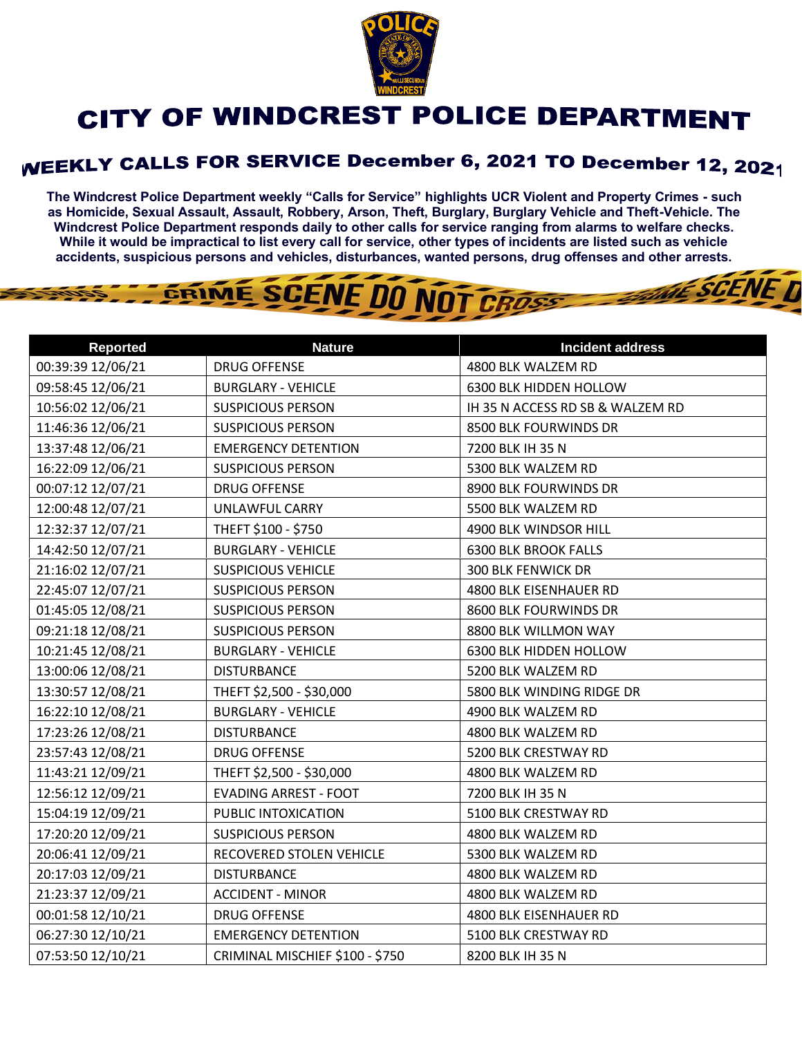# CITY OF WINDCREST POLICE DEPARTMENT

## WEEKLY CALLS FOR SERVICE December 6, 2021 TO December 12, 2021

**The Windcrest Police Department weekly "Calls for Service" highlights UCR Violent and Property Crimes - such as Homicide, Sexual Assault, Assault, Robbery, Arson, Theft, Burglary, Burglary Vehicle and Theft-Vehicle. The Windcrest Police Department responds daily to other calls for service ranging from alarms to welfare checks. While it would be impractical to list every call for service, other types of incidents are listed such as vehicle accidents, suspicious persons and vehicles, disturbances, wanted persons, drug offenses and other arrests.**

| Reported | Nature | Incident address |
|---|---|---|
| 00:39:39 12/06/21 | DRUG OFFENSE | 4800 BLK WALZEM RD |
| 09:58:45 12/06/21 | BURGLARY - VEHICLE | 6300 BLK HIDDEN HOLLOW |
| 10:56:02 12/06/21 | SUSPICIOUS PERSON | IH 35 N ACCESS RD SB & WALZEM RD |
| 11:46:36 12/06/21 | SUSPICIOUS PERSON | 8500 BLK FOURWINDS DR |
| 13:37:48 12/06/21 | EMERGENCY DETENTION | 7200 BLK IH 35 N |
| 16:22:09 12/06/21 | SUSPICIOUS PERSON | 5300 BLK WALZEM RD |
| 00:07:12 12/07/21 | DRUG OFFENSE | 8900 BLK FOURWINDS DR |
| 12:00:48 12/07/21 | UNLAWFUL CARRY | 5500 BLK WALZEM RD |
| 12:32:37 12/07/21 | THEFT $100 - $750 | 4900 BLK WINDSOR HILL |
| 14:42:50 12/07/21 | BURGLARY - VEHICLE | 6300 BLK BROOK FALLS |
| 21:16:02 12/07/21 | SUSPICIOUS VEHICLE | 300 BLK FENWICK DR |
| 22:45:07 12/07/21 | SUSPICIOUS PERSON | 4800 BLK EISENHAUER RD |
| 01:45:05 12/08/21 | SUSPICIOUS PERSON | 8600 BLK FOURWINDS DR |
| 09:21:18 12/08/21 | SUSPICIOUS PERSON | 8800 BLK WILLMON WAY |
| 10:21:45 12/08/21 | BURGLARY - VEHICLE | 6300 BLK HIDDEN HOLLOW |
| 13:00:06 12/08/21 | DISTURBANCE | 5200 BLK WALZEM RD |
| 13:30:57 12/08/21 | THEFT $2,500 - $30,000 | 5800 BLK WINDING RIDGE DR |
| 16:22:10 12/08/21 | BURGLARY - VEHICLE | 4900 BLK WALZEM RD |
| 17:23:26 12/08/21 | DISTURBANCE | 4800 BLK WALZEM RD |
| 23:57:43 12/08/21 | DRUG OFFENSE | 5200 BLK CRESTWAY RD |
| 11:43:21 12/09/21 | THEFT $2,500 - $30,000 | 4800 BLK WALZEM RD |
| 12:56:12 12/09/21 | EVADING ARREST - FOOT | 7200 BLK IH 35 N |
| 15:04:19 12/09/21 | PUBLIC INTOXICATION | 5100 BLK CRESTWAY RD |
| 17:20:20 12/09/21 | SUSPICIOUS PERSON | 4800 BLK WALZEM RD |
| 20:06:41 12/09/21 | RECOVERED STOLEN VEHICLE | 5300 BLK WALZEM RD |
| 20:17:03 12/09/21 | DISTURBANCE | 4800 BLK WALZEM RD |
| 21:23:37 12/09/21 | ACCIDENT - MINOR | 4800 BLK WALZEM RD |
| 00:01:58 12/10/21 | DRUG OFFENSE | 4800 BLK EISENHAUER RD |
| 06:27:30 12/10/21 | EMERGENCY DETENTION | 5100 BLK CRESTWAY RD |
| 07:53:50 12/10/21 | CRIMINAL MISCHIEF $100 - $750 | 8200 BLK IH 35 N |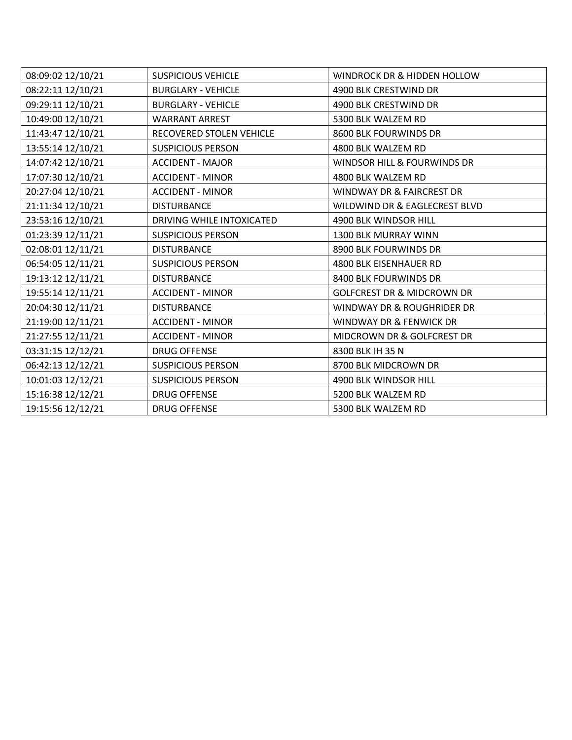| | | |
|---|---|---|
| 08:09:02 12/10/21 | SUSPICIOUS VEHICLE | WINDROCK DR & HIDDEN HOLLOW |
| 08:22:11 12/10/21 | BURGLARY - VEHICLE | 4900 BLK CRESTWIND DR |
| 09:29:11 12/10/21 | BURGLARY - VEHICLE | 4900 BLK CRESTWIND DR |
| 10:49:00 12/10/21 | WARRANT ARREST | 5300 BLK WALZEM RD |
| 11:43:47 12/10/21 | RECOVERED STOLEN VEHICLE | 8600 BLK FOURWINDS DR |
| 13:55:14 12/10/21 | SUSPICIOUS PERSON | 4800 BLK WALZEM RD |
| 14:07:42 12/10/21 | ACCIDENT - MAJOR | WINDSOR HILL & FOURWINDS DR |
| 17:07:30 12/10/21 | ACCIDENT - MINOR | 4800 BLK WALZEM RD |
| 20:27:04 12/10/21 | ACCIDENT - MINOR | WINDWAY DR & FAIRCREST DR |
| 21:11:34 12/10/21 | DISTURBANCE | WILDWIND DR & EAGLECREST BLVD |
| 23:53:16 12/10/21 | DRIVING WHILE INTOXICATED | 4900 BLK WINDSOR HILL |
| 01:23:39 12/11/21 | SUSPICIOUS PERSON | 1300 BLK MURRAY WINN |
| 02:08:01 12/11/21 | DISTURBANCE | 8900 BLK FOURWINDS DR |
| 06:54:05 12/11/21 | SUSPICIOUS PERSON | 4800 BLK EISENHAUER RD |
| 19:13:12 12/11/21 | DISTURBANCE | 8400 BLK FOURWINDS DR |
| 19:55:14 12/11/21 | ACCIDENT - MINOR | GOLFCREST DR & MIDCROWN DR |
| 20:04:30 12/11/21 | DISTURBANCE | WINDWAY DR & ROUGHRIDER DR |
| 21:19:00 12/11/21 | ACCIDENT - MINOR | WINDWAY DR & FENWICK DR |
| 21:27:55 12/11/21 | ACCIDENT - MINOR | MIDCROWN DR & GOLFCREST DR |
| 03:31:15 12/12/21 | DRUG OFFENSE | 8300 BLK IH 35 N |
| 06:42:13 12/12/21 | SUSPICIOUS PERSON | 8700 BLK MIDCROWN DR |
| 10:01:03 12/12/21 | SUSPICIOUS PERSON | 4900 BLK WINDSOR HILL |
| 15:16:38 12/12/21 | DRUG OFFENSE | 5200 BLK WALZEM RD |
| 19:15:56 12/12/21 | DRUG OFFENSE | 5300 BLK WALZEM RD |